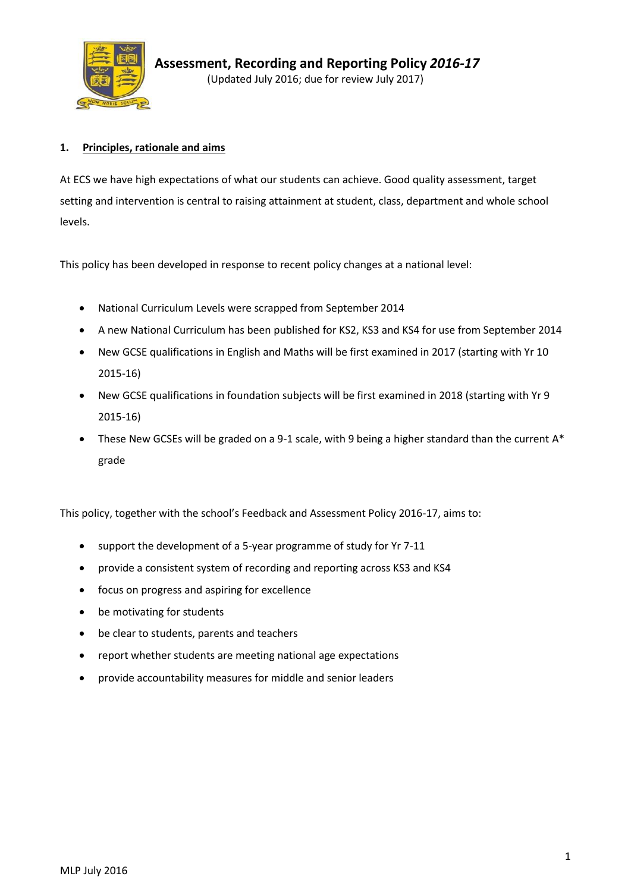# Assessment, Recording and Reporting Policy *2016-17*

(Updated July 2016; due for review July 2017)

## 1. Principles, rationale and aims

At ECS we have high expectations of what our students can achieve. Good quality assessment, target setting and intervention is central to raising attainment at student, class, department and whole school levels.

This policy has been developed in response to recent policy changes at a national level:

- National Curriculum Levels were scrapped from September 2014
- A new National Curriculum has been published for KS2, KS3 and KS4 for use from September 2014
- New GCSE qualifications in English and Maths will be first examined in 2017 (starting with Yr 10 2015-16)
- New GCSE qualifications in foundation subjects will be first examined in 2018 (starting with Yr 9 2015-16)
- These New GCSEs will be graded on a 9-1 scale, with 9 being a higher standard than the current A* grade

This policy, together with the school's Feedback and Assessment Policy 2016-17, aims to:

- support the development of a 5-year programme of study for Yr 7-11
- provide a consistent system of recording and reporting across KS3 and KS4
- focus on progress and aspiring for excellence
- be motivating for students
- be clear to students, parents and teachers
- report whether students are meeting national age expectations
- provide accountability measures for middle and senior leaders

MLP July 2016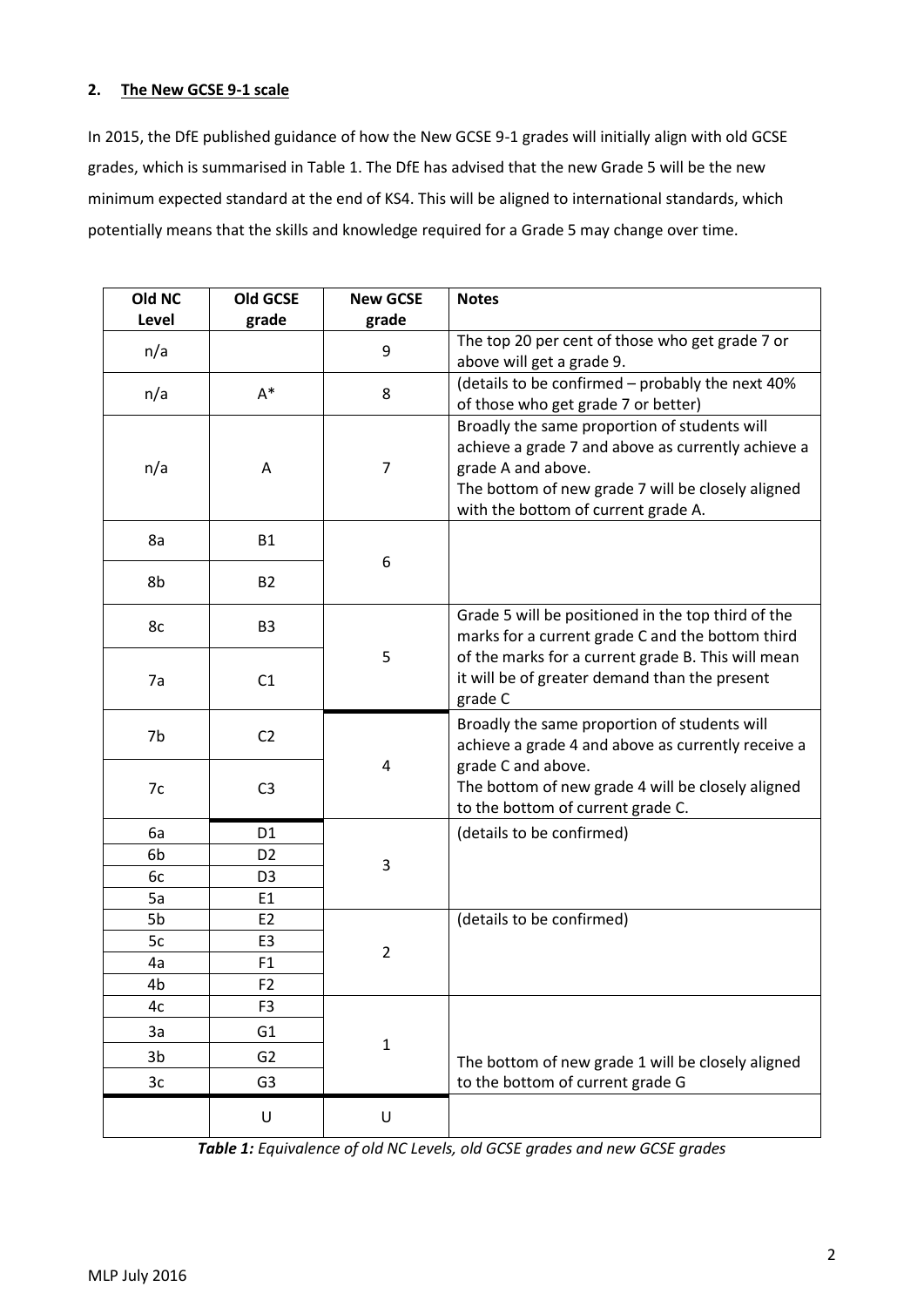## 2. The New GCSE 9-1 scale

In 2015, the DfE published guidance of how the New GCSE 9-1 grades will initially align with old GCSE grades, which is summarised in Table 1. The DfE has advised that the new Grade 5 will be the new minimum expected standard at the end of KS4. This will be aligned to international standards, which potentially means that the skills and knowledge required for a Grade 5 may change over time.

| Old NC Level | Old GCSE grade | New GCSE grade | Notes |
|---|---|---|---|
| n/a | | 9 | The top 20 per cent of those who get grade 7 or above will get a grade 9. |
| n/a | A* | 8 | (details to be confirmed – probably the next 40% of those who get grade 7 or better) |
| n/a | A | 7 | Broadly the same proportion of students will achieve a grade 7 and above as currently achieve a grade A and above.<br>The bottom of new grade 7 will be closely aligned with the bottom of current grade A. |
| 8a | B1 | 6 | |
| 8b | B2 | | |
| 8c | B3 | 5 | Grade 5 will be positioned in the top third of the marks for a current grade C and the bottom third of the marks for a current grade B. This will mean it will be of greater demand than the present grade C |
| 7a | C1 | | |
| 7b | C2 | 4 | Broadly the same proportion of students will achieve a grade 4 and above as currently receive a grade C and above.<br>The bottom of new grade 4 will be closely aligned to the bottom of current grade C. |
| 7c | C3 | | |
| 6a | D1 | 3 | (details to be confirmed) |
| 6b | D2 | | |
| 6c | D3 | | |
| 5a | E1 | | |
| 5b | E2 | 2 | (details to be confirmed) |
| 5c | E3 | | |
| 4a | F1 | | |
| 4b | F2 | | |
| 4c | F3 | 1 | The bottom of new grade 1 will be closely aligned to the bottom of current grade G |
| 3a | G1 | | |
| 3b | G2 | | |
| 3c | G3 | | |
| | U | U | |

***Table 1:*** *Equivalence of old NC Levels, old GCSE grades and new GCSE grades*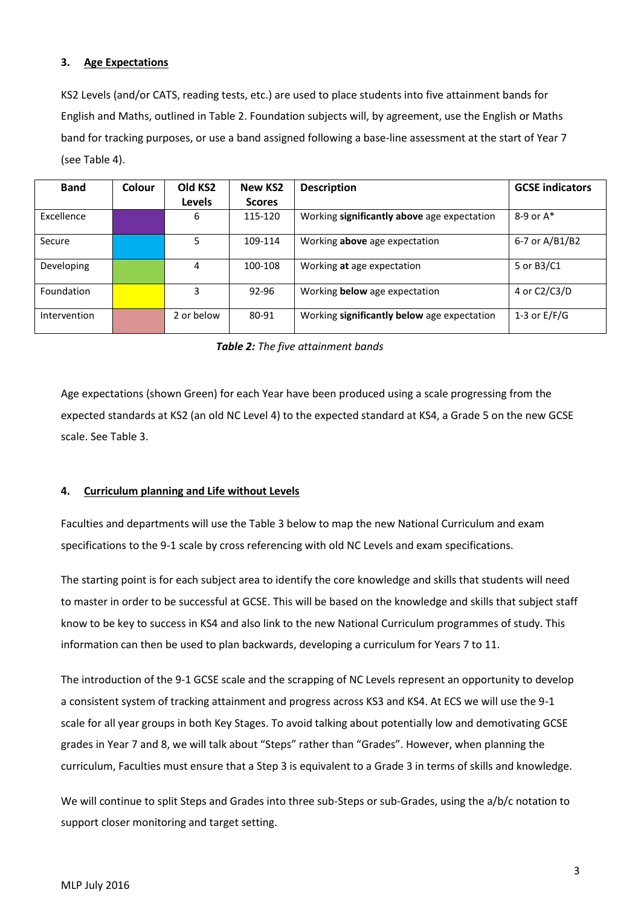## 3. Age Expectations

KS2 Levels (and/or CATS, reading tests, etc.) are used to place students into five attainment bands for English and Maths, outlined in Table 2. Foundation subjects will, by agreement, use the English or Maths band for tracking purposes, or use a band assigned following a base-line assessment at the start of Year 7 (see Table 4).

| Band | Colour | Old KS2 Levels | New KS2 Scores | Description | GCSE indicators |
|---|---|---|---|---|---|
| Excellence | | 6 | 115-120 | Working **significantly above** age expectation | 8-9 or A* |
| Secure | | 5 | 109-114 | Working **above** age expectation | 6-7 or A/B1/B2 |
| Developing | | 4 | 100-108 | Working **at** age expectation | 5 or B3/C1 |
| Foundation | | 3 | 92-96 | Working **below** age expectation | 4 or C2/C3/D |
| Intervention | | 2 or below | 80-91 | Working **significantly below** age expectation | 1-3 or E/F/G |

***Table 2:*** *The five attainment bands*

Age expectations (shown Green) for each Year have been produced using a scale progressing from the expected standards at KS2 (an old NC Level 4) to the expected standard at KS4, a Grade 5 on the new GCSE scale. See Table 3.

## 4. Curriculum planning and Life without Levels

Faculties and departments will use the Table 3 below to map the new National Curriculum and exam specifications to the 9-1 scale by cross referencing with old NC Levels and exam specifications.

The starting point is for each subject area to identify the core knowledge and skills that students will need to master in order to be successful at GCSE. This will be based on the knowledge and skills that subject staff know to be key to success in KS4 and also link to the new National Curriculum programmes of study. This information can then be used to plan backwards, developing a curriculum for Years 7 to 11.

The introduction of the 9-1 GCSE scale and the scrapping of NC Levels represent an opportunity to develop a consistent system of tracking attainment and progress across KS3 and KS4. At ECS we will use the 9-1 scale for all year groups in both Key Stages. To avoid talking about potentially low and demotivating GCSE grades in Year 7 and 8, we will talk about "Steps" rather than "Grades". However, when planning the curriculum, Faculties must ensure that a Step 3 is equivalent to a Grade 3 in terms of skills and knowledge.

We will continue to split Steps and Grades into three sub-Steps or sub-Grades, using the a/b/c notation to support closer monitoring and target setting.

MLP July 2016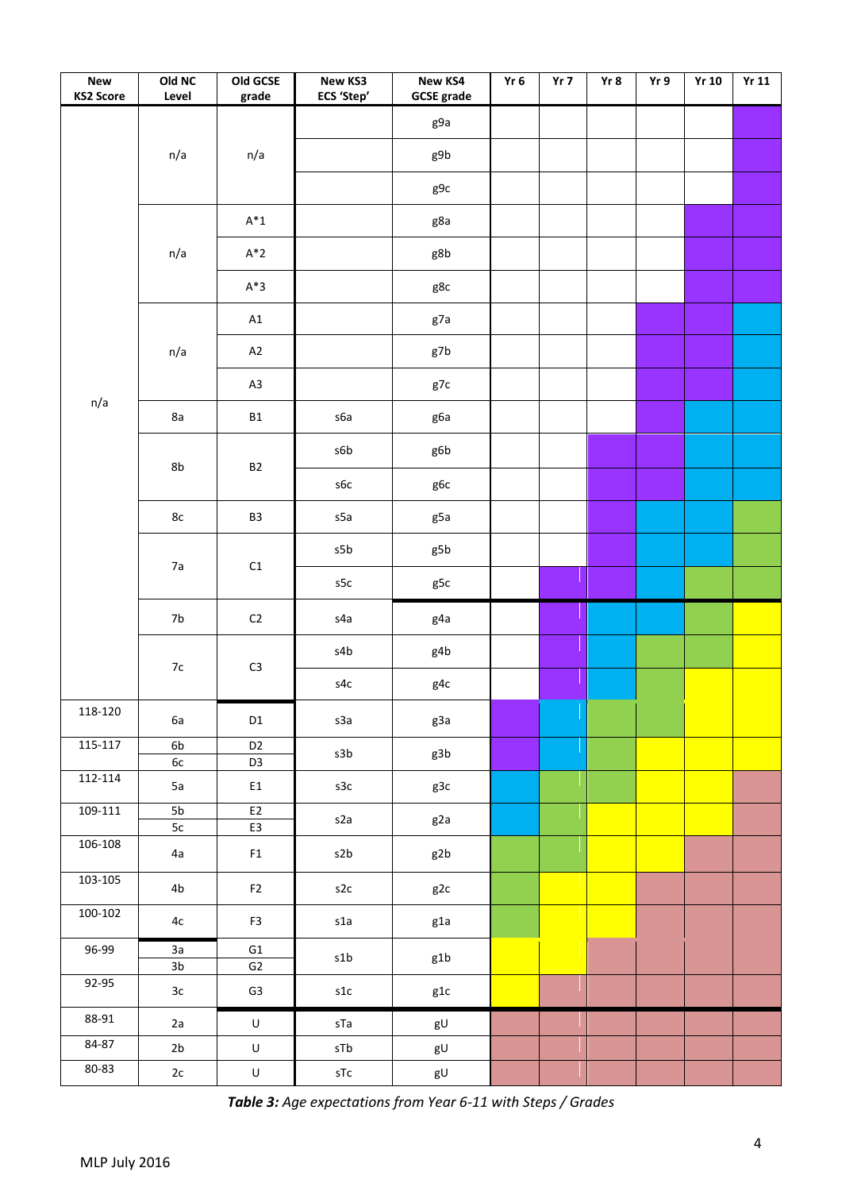| New KS2 Score | Old NC Level | Old GCSE grade | New KS3 ECS 'Step' | New KS4 GCSE grade | Yr 6 | Yr 7 | Yr 8 | Yr 9 | Yr 10 | Yr 11 |
|---|---|---|---|---|---|---|---|---|---|---|
| n/a | n/a | n/a | | g9a | | | | | | |
| | | | | g9b | | | | | | |
| | | | | g9c | | | | | | |
| | n/a | A*1 | | g8a | | | | | | |
| | | A*2 | | g8b | | | | | | |
| | | A*3 | | g8c | | | | | | |
| | n/a | A1 | | g7a | | | | | | |
| | | A2 | | g7b | | | | | | |
| | | A3 | | g7c | | | | | | |
| | 8a | B1 | s6a | g6a | | | | | | |
| | 8b | B2 | s6b | g6b | | | | | | |
| | | | s6c | g6c | | | | | | |
| | 8c | B3 | s5a | g5a | | | | | | |
| | 7a | C1 | s5b | g5b | | | | | | |
| | | | s5c | g5c | | | | | | |
| | 7b | C2 | s4a | g4a | | | | | | |
| | 7c | C3 | s4b | g4b | | | | | | |
| | | | s4c | g4c | | | | | | |
| 118-120 | 6a | D1 | s3a | g3a | | | | | | |
| 115-117 | 6b<br>6c | D2<br>D3 | s3b | g3b | | | | | | |
| 112-114 | 5a | E1 | s3c | g3c | | | | | | |
| 109-111 | 5b<br>5c | E2<br>E3 | s2a | g2a | | | | | | |
| 106-108 | 4a | F1 | s2b | g2b | | | | | | |
| 103-105 | 4b | F2 | s2c | g2c | | | | | | |
| 100-102 | 4c | F3 | s1a | g1a | | | | | | |
| 96-99 | 3a<br>3b | G1<br>G2 | s1b | g1b | | | | | | |
| 92-95 | 3c | G3 | s1c | g1c | | | | | | |
| 88-91 | 2a | U | sTa | gU | | | | | | |
| 84-87 | 2b | U | sTb | gU | | | | | | |
| 80-83 | 2c | U | sTc | gU | | | | | | |

***Table 3:*** *Age expectations from Year 6-11 with Steps / Grades*

MLP July 2016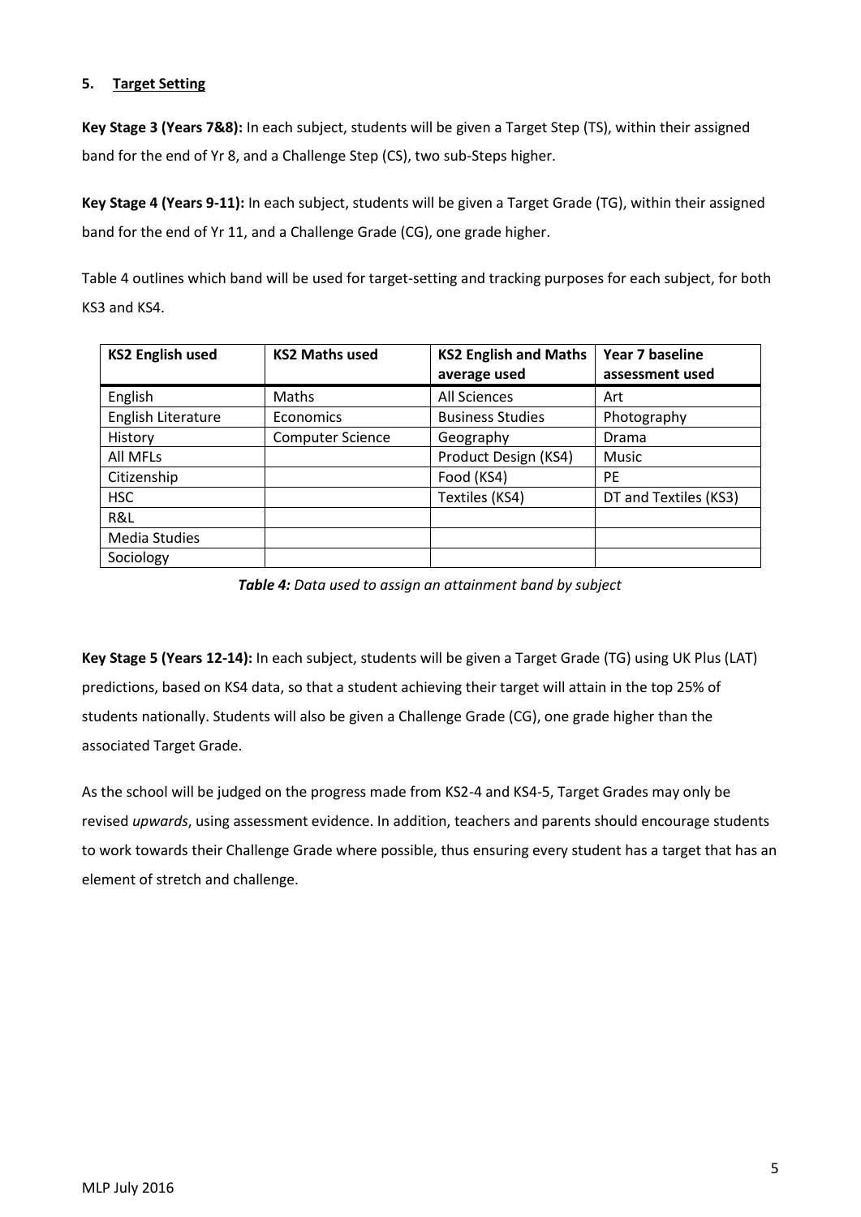## 5. Target Setting

**Key Stage 3 (Years 7&8):** In each subject, students will be given a Target Step (TS), within their assigned band for the end of Yr 8, and a Challenge Step (CS), two sub-Steps higher.

**Key Stage 4 (Years 9-11):** In each subject, students will be given a Target Grade (TG), within their assigned band for the end of Yr 11, and a Challenge Grade (CG), one grade higher.

Table 4 outlines which band will be used for target-setting and tracking purposes for each subject, for both KS3 and KS4.

| KS2 English used | KS2 Maths used | KS2 English and Maths average used | Year 7 baseline assessment used |
|---|---|---|---|
| English | Maths | All Sciences | Art |
| English Literature | Economics | Business Studies | Photography |
| History | Computer Science | Geography | Drama |
| All MFLs | | Product Design (KS4) | Music |
| Citizenship | | Food (KS4) | PE |
| HSC | | Textiles (KS4) | DT and Textiles (KS3) |
| R&L | | | |
| Media Studies | | | |
| Sociology | | | |

***Table 4:*** *Data used to assign an attainment band by subject*

**Key Stage 5 (Years 12-14):** In each subject, students will be given a Target Grade (TG) using UK Plus (LAT) predictions, based on KS4 data, so that a student achieving their target will attain in the top 25% of students nationally. Students will also be given a Challenge Grade (CG), one grade higher than the associated Target Grade.

As the school will be judged on the progress made from KS2-4 and KS4-5, Target Grades may only be revised *upwards*, using assessment evidence. In addition, teachers and parents should encourage students to work towards their Challenge Grade where possible, thus ensuring every student has a target that has an element of stretch and challenge.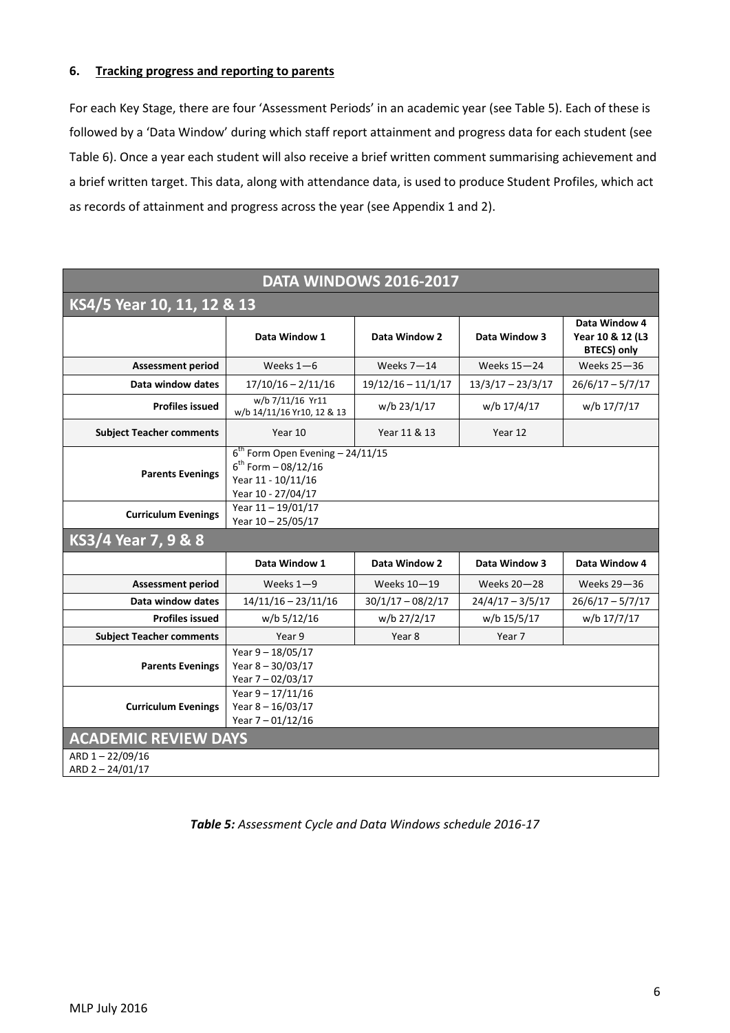## 6. Tracking progress and reporting to parents

For each Key Stage, there are four 'Assessment Periods' in an academic year (see Table 5). Each of these is followed by a 'Data Window' during which staff report attainment and progress data for each student (see Table 6). Once a year each student will also receive a brief written comment summarising achievement and a brief written target. This data, along with attendance data, is used to produce Student Profiles, which act as records of attainment and progress across the year (see Appendix 1 and 2).

| DATA WINDOWS 2016-2017 | | | | |
|---|---|---|---|---|
| **KS4/5 Year 10, 11, 12 & 13** | | | | |
| | **Data Window 1** | **Data Window 2** | **Data Window 3** | **Data Window 4 Year 10 & 12 (L3 BTECS) only** |
| **Assessment period** | Weeks 1—6 | Weeks 7—14 | Weeks 15—24 | Weeks 25—36 |
| **Data window dates** | 17/10/16 – 2/11/16 | 19/12/16 – 11/1/17 | 13/3/17 – 23/3/17 | 26/6/17 – 5/7/17 |
| **Profiles issued** | w/b 7/11/16 Yr11<br>w/b 14/11/16 Yr10, 12 & 13 | w/b 23/1/17 | w/b 17/4/17 | w/b 17/7/17 |
| **Subject Teacher comments** | Year 10 | Year 11 & 13 | Year 12 | |
| **Parents Evenings** | 6th Form Open Evening – 24/11/15<br>6th Form – 08/12/16<br>Year 11 - 10/11/16<br>Year 10 - 27/04/17 | | | |
| **Curriculum Evenings** | Year 11 – 19/01/17<br>Year 10 – 25/05/17 | | | |
| **KS3/4 Year 7, 9 & 8** | | | | |
| | **Data Window 1** | **Data Window 2** | **Data Window 3** | **Data Window 4** |
| **Assessment period** | Weeks 1—9 | Weeks 10—19 | Weeks 20—28 | Weeks 29—36 |
| **Data window dates** | 14/11/16 – 23/11/16 | 30/1/17 – 08/2/17 | 24/4/17 – 3/5/17 | 26/6/17 – 5/7/17 |
| **Profiles issued** | w/b 5/12/16 | w/b 27/2/17 | w/b 15/5/17 | w/b 17/7/17 |
| **Subject Teacher comments** | Year 9 | Year 8 | Year 7 | |
| **Parents Evenings** | Year 9 – 18/05/17<br>Year 8 – 30/03/17<br>Year 7 – 02/03/17 | | | |
| **Curriculum Evenings** | Year 9 – 17/11/16<br>Year 8 – 16/03/17<br>Year 7 – 01/12/16 | | | |
| **ACADEMIC REVIEW DAYS** | | | | |
| ARD 1 – 22/09/16<br>ARD 2 – 24/01/17 | | | | |

***Table 5:*** *Assessment Cycle and Data Windows schedule 2016-17*

MLP July 2016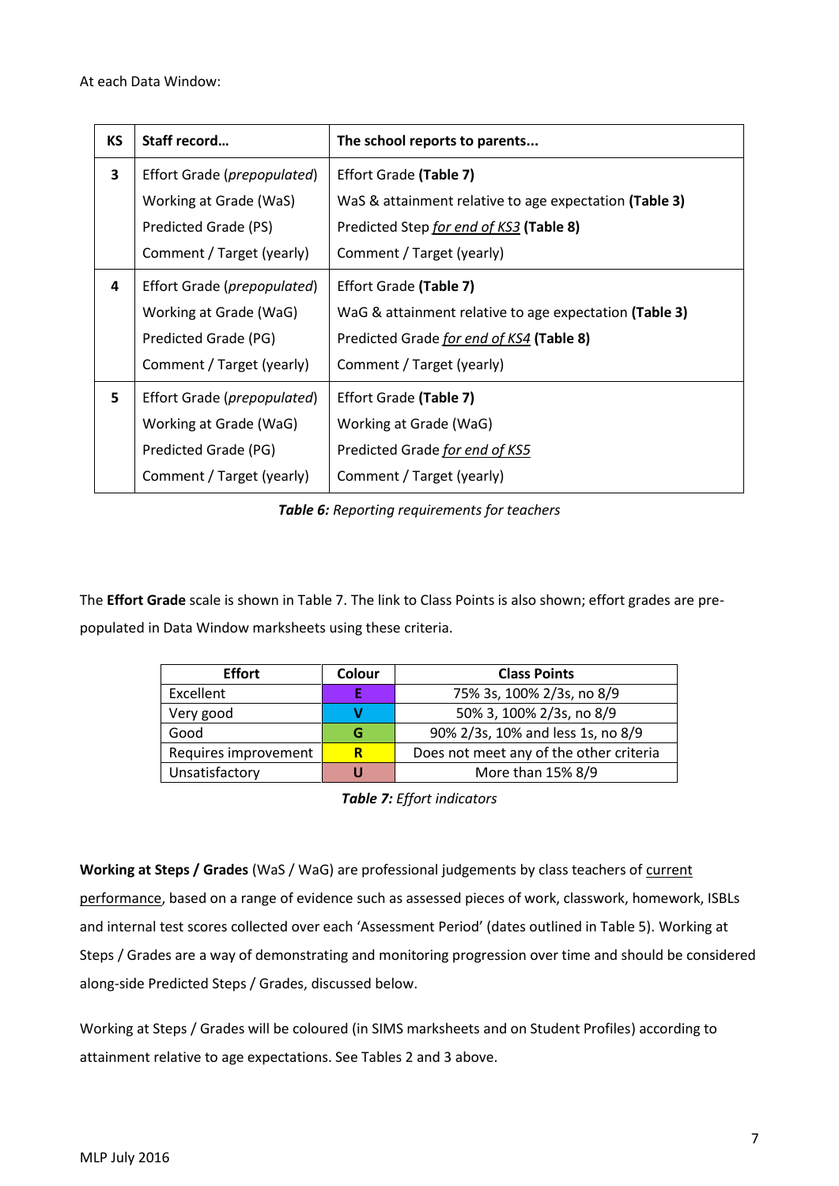At each Data Window:

| KS | Staff record… | The school reports to parents... |
|---|---|---|
| 3 | Effort Grade (*prepopulated*)<br>Working at Grade (WaS)<br>Predicted Grade (PS)<br>Comment / Target (yearly) | Effort Grade **(Table 7)**<br>WaS & attainment relative to age expectation **(Table 3)**<br>Predicted Step *for end of KS3* **(Table 8)**<br>Comment / Target (yearly) |
| 4 | Effort Grade (*prepopulated*)<br>Working at Grade (WaG)<br>Predicted Grade (PG)<br>Comment / Target (yearly) | Effort Grade **(Table 7)**<br>WaG & attainment relative to age expectation **(Table 3)**<br>Predicted Grade *for end of KS4* **(Table 8)**<br>Comment / Target (yearly) |
| 5 | Effort Grade (*prepopulated*)<br>Working at Grade (WaG)<br>Predicted Grade (PG)<br>Comment / Target (yearly) | Effort Grade **(Table 7)**<br>Working at Grade (WaG)<br>Predicted Grade *for end of KS5*<br>Comment / Target (yearly) |

***Table 6:*** *Reporting requirements for teachers*

The **Effort Grade** scale is shown in Table 7. The link to Class Points is also shown; effort grades are pre-populated in Data Window marksheets using these criteria.

| Effort | Colour | Class Points |
|---|---|---|
| Excellent | E | 75% 3s, 100% 2/3s, no 8/9 |
| Very good | V | 50% 3, 100% 2/3s, no 8/9 |
| Good | G | 90% 2/3s, 10% and less 1s, no 8/9 |
| Requires improvement | R | Does not meet any of the other criteria |
| Unsatisfactory | U | More than 15% 8/9 |

***Table 7:*** *Effort indicators*

**Working at Steps / Grades** (WaS / WaG) are professional judgements by class teachers of current performance, based on a range of evidence such as assessed pieces of work, classwork, homework, ISBLs and internal test scores collected over each 'Assessment Period' (dates outlined in Table 5). Working at Steps / Grades are a way of demonstrating and monitoring progression over time and should be considered along-side Predicted Steps / Grades, discussed below.

Working at Steps / Grades will be coloured (in SIMS marksheets and on Student Profiles) according to attainment relative to age expectations. See Tables 2 and 3 above.

MLP July 2016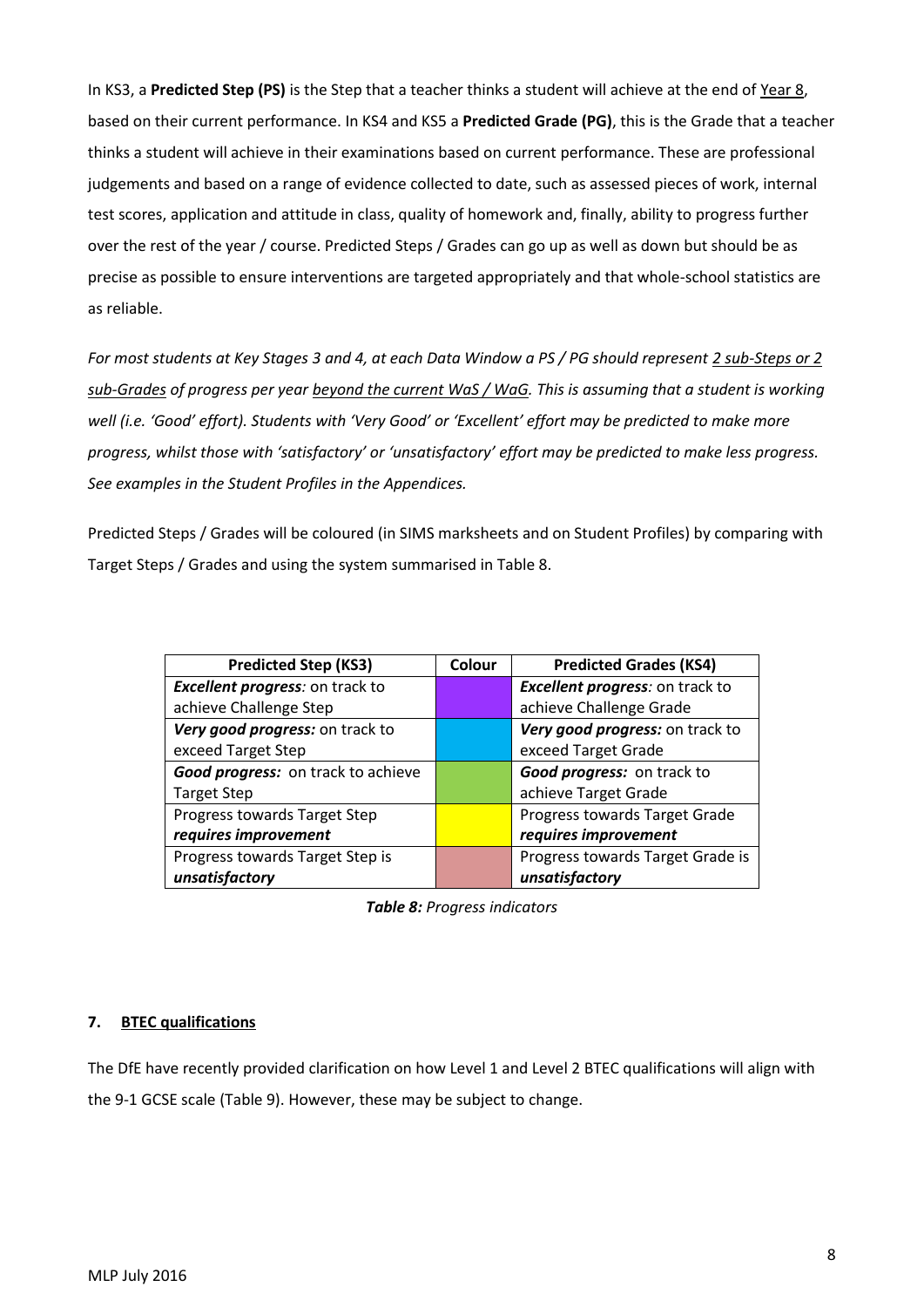In KS3, a **Predicted Step (PS)** is the Step that a teacher thinks a student will achieve at the end of Year 8, based on their current performance. In KS4 and KS5 a **Predicted Grade (PG)**, this is the Grade that a teacher thinks a student will achieve in their examinations based on current performance. These are professional judgements and based on a range of evidence collected to date, such as assessed pieces of work, internal test scores, application and attitude in class, quality of homework and, finally, ability to progress further over the rest of the year / course. Predicted Steps / Grades can go up as well as down but should be as precise as possible to ensure interventions are targeted appropriately and that whole-school statistics are as reliable.

*For most students at Key Stages 3 and 4, at each Data Window a PS / PG should represent 2 sub-Steps or 2 sub-Grades of progress per year beyond the current WaS / WaG. This is assuming that a student is working well (i.e. 'Good' effort). Students with 'Very Good' or 'Excellent' effort may be predicted to make more progress, whilst those with 'satisfactory' or 'unsatisfactory' effort may be predicted to make less progress. See examples in the Student Profiles in the Appendices.*

Predicted Steps / Grades will be coloured (in SIMS marksheets and on Student Profiles) by comparing with Target Steps / Grades and using the system summarised in Table 8.

| Predicted Step (KS3) | Colour | Predicted Grades (KS4) |
|---|---|---|
| ***Excellent progress**: on track to achieve Challenge Step* | | ***Excellent progress**: on track to achieve Challenge Grade* |
| ***Very good progress:*** on track to exceed Target Step | | ***Very good progress:*** on track to exceed Target Grade |
| ***Good progress:*** on track to achieve Target Step | | ***Good progress:*** on track to achieve Target Grade |
| Progress towards Target Step ***requires improvement*** | | Progress towards Target Grade ***requires improvement*** |
| Progress towards Target Step is ***unsatisfactory*** | | Progress towards Target Grade is ***unsatisfactory*** |

***Table 8:** Progress indicators*

## 7. BTEC qualifications

The DfE have recently provided clarification on how Level 1 and Level 2 BTEC qualifications will align with the 9-1 GCSE scale (Table 9). However, these may be subject to change.

MLP July 2016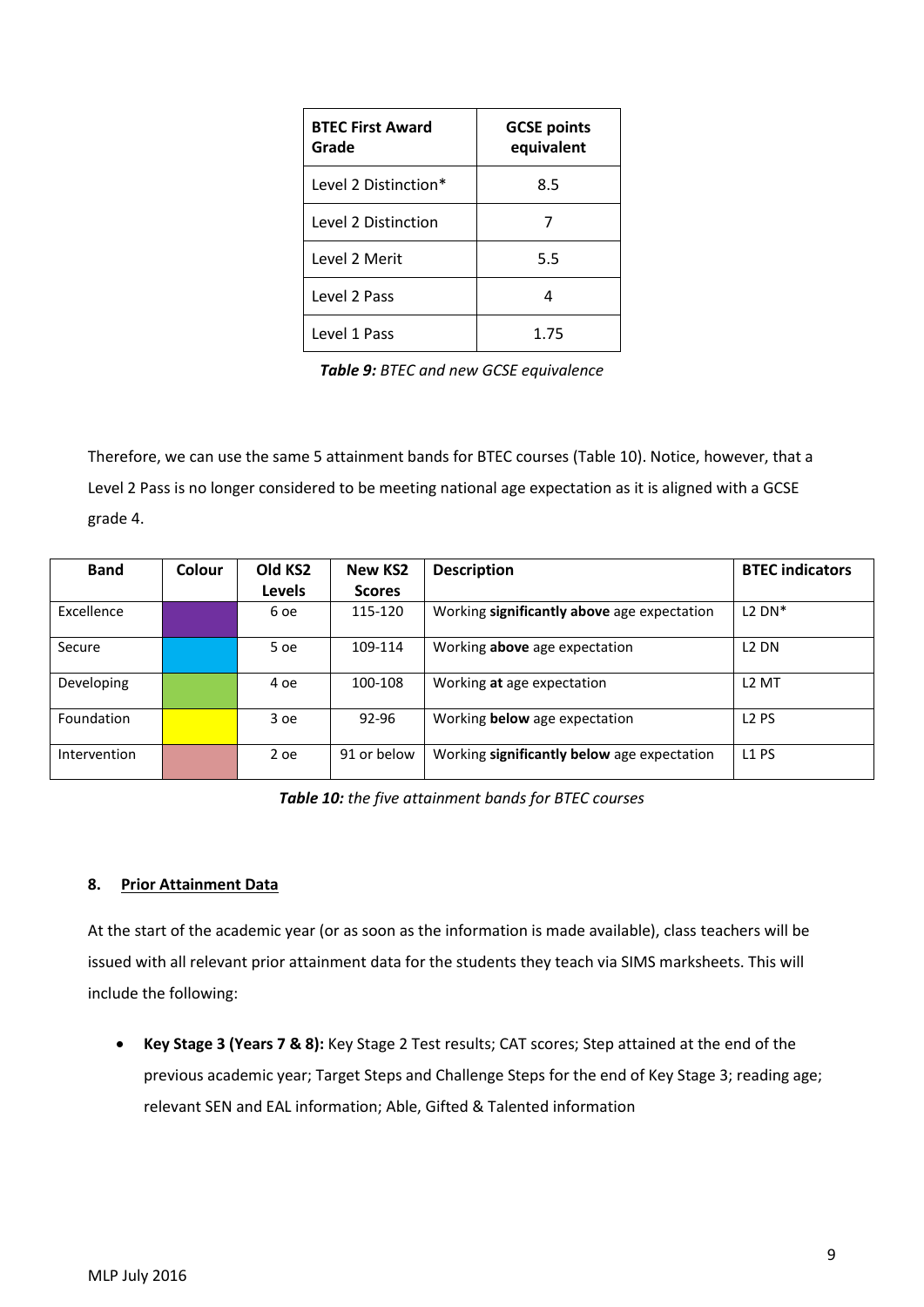| **BTEC First Award Grade** | **GCSE points equivalent** |
| --- | --- |
| Level 2 Distinction* | 8.5 |
| Level 2 Distinction | 7 |
| Level 2 Merit | 5.5 |
| Level 2 Pass | 4 |
| Level 1 Pass | 1.75 |

***Table 9:*** *BTEC and new GCSE equivalence*

Therefore, we can use the same 5 attainment bands for BTEC courses (Table 10). Notice, however, that a Level 2 Pass is no longer considered to be meeting national age expectation as it is aligned with a GCSE grade 4.

| **Band** | **Colour** | **Old KS2 Levels** | **New KS2 Scores** | **Description** | **BTEC indicators** |
| --- | --- | --- | --- | --- | --- |
| Excellence | | 6 oe | 115-120 | Working **significantly above** age expectation | L2 DN* |
| Secure | | 5 oe | 109-114 | Working **above** age expectation | L2 DN |
| Developing | | 4 oe | 100-108 | Working **at** age expectation | L2 MT |
| Foundation | | 3 oe | 92-96 | Working **below** age expectation | L2 PS |
| Intervention | | 2 oe | 91 or below | Working **significantly below** age expectation | L1 PS |

***Table 10:*** *the five attainment bands for BTEC courses*

## 8. Prior Attainment Data

At the start of the academic year (or as soon as the information is made available), class teachers will be issued with all relevant prior attainment data for the students they teach via SIMS marksheets. This will include the following:

- **Key Stage 3 (Years 7 & 8):** Key Stage 2 Test results; CAT scores; Step attained at the end of the previous academic year; Target Steps and Challenge Steps for the end of Key Stage 3; reading age; relevant SEN and EAL information; Able, Gifted & Talented information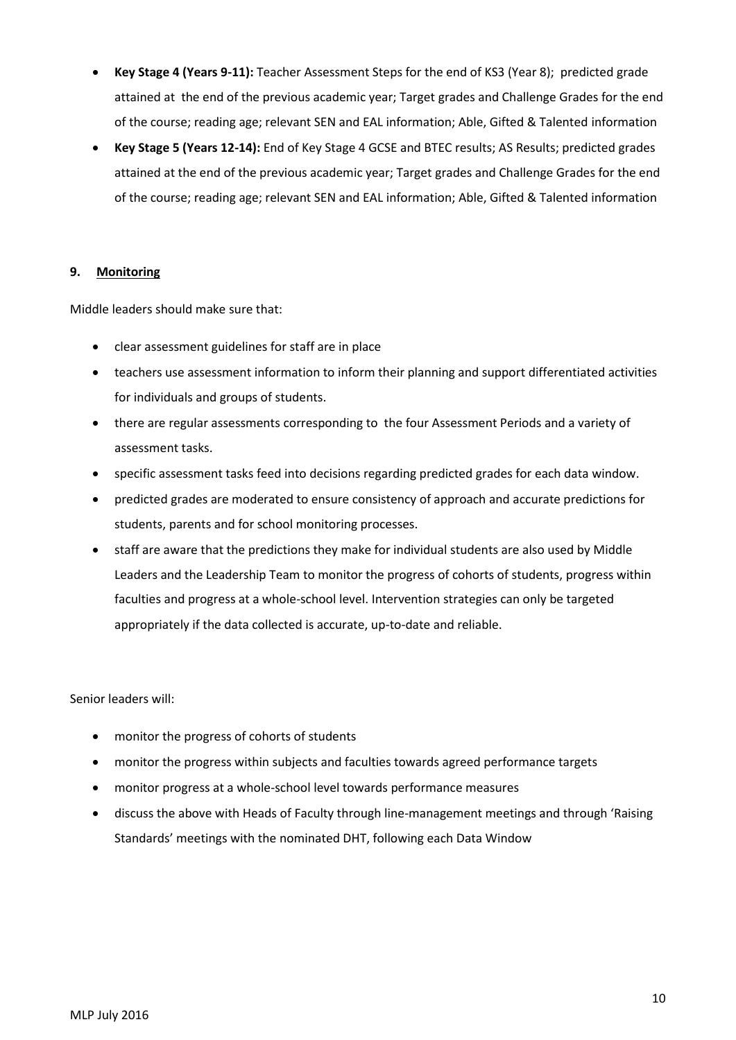- **Key Stage 4 (Years 9-11):** Teacher Assessment Steps for the end of KS3 (Year 8); predicted grade attained at the end of the previous academic year; Target grades and Challenge Grades for the end of the course; reading age; relevant SEN and EAL information; Able, Gifted & Talented information
- **Key Stage 5 (Years 12-14):** End of Key Stage 4 GCSE and BTEC results; AS Results; predicted grades attained at the end of the previous academic year; Target grades and Challenge Grades for the end of the course; reading age; relevant SEN and EAL information; Able, Gifted & Talented information

## 9. Monitoring

Middle leaders should make sure that:

- clear assessment guidelines for staff are in place
- teachers use assessment information to inform their planning and support differentiated activities for individuals and groups of students.
- there are regular assessments corresponding to the four Assessment Periods and a variety of assessment tasks.
- specific assessment tasks feed into decisions regarding predicted grades for each data window.
- predicted grades are moderated to ensure consistency of approach and accurate predictions for students, parents and for school monitoring processes.
- staff are aware that the predictions they make for individual students are also used by Middle Leaders and the Leadership Team to monitor the progress of cohorts of students, progress within faculties and progress at a whole-school level. Intervention strategies can only be targeted appropriately if the data collected is accurate, up-to-date and reliable.

Senior leaders will:

- monitor the progress of cohorts of students
- monitor the progress within subjects and faculties towards agreed performance targets
- monitor progress at a whole-school level towards performance measures
- discuss the above with Heads of Faculty through line-management meetings and through 'Raising Standards' meetings with the nominated DHT, following each Data Window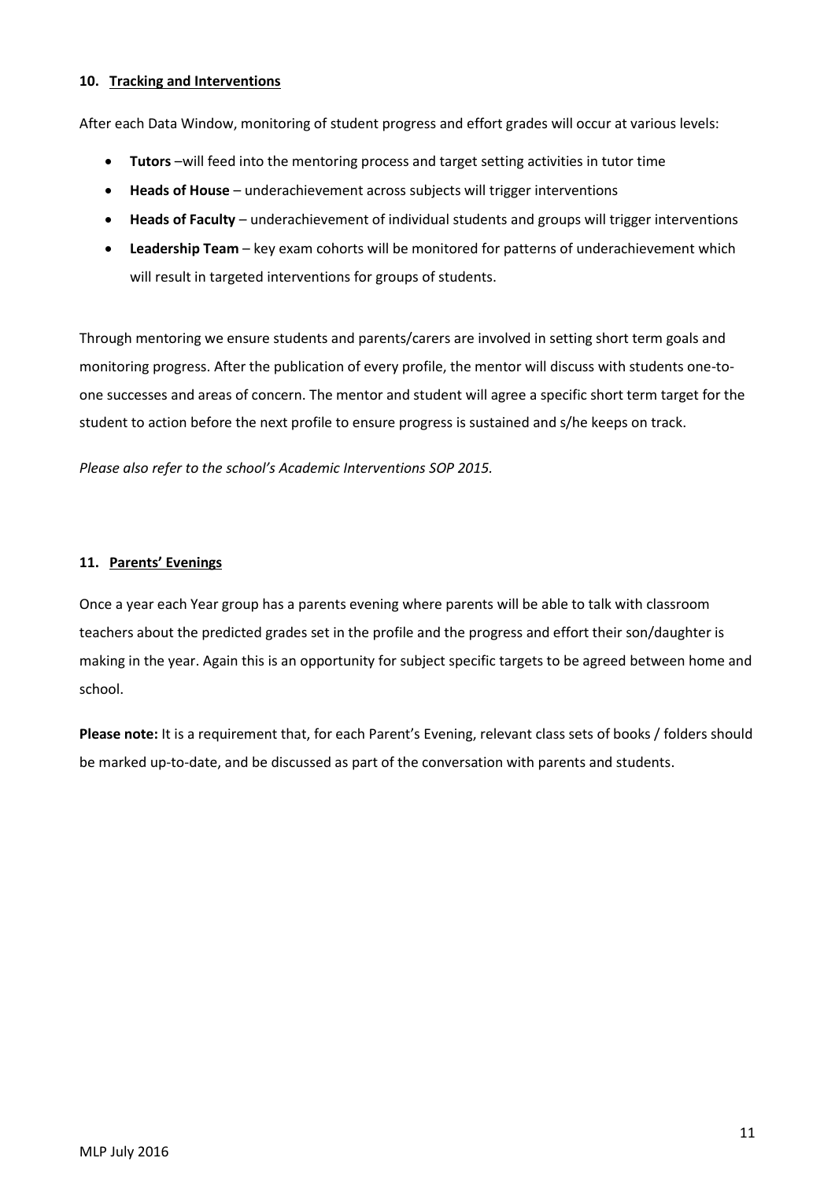## 10. Tracking and Interventions

After each Data Window, monitoring of student progress and effort grades will occur at various levels:

- **Tutors** –will feed into the mentoring process and target setting activities in tutor time
- **Heads of House** – underachievement across subjects will trigger interventions
- **Heads of Faculty** – underachievement of individual students and groups will trigger interventions
- **Leadership Team** – key exam cohorts will be monitored for patterns of underachievement which will result in targeted interventions for groups of students.

Through mentoring we ensure students and parents/carers are involved in setting short term goals and monitoring progress. After the publication of every profile, the mentor will discuss with students one-to-one successes and areas of concern. The mentor and student will agree a specific short term target for the student to action before the next profile to ensure progress is sustained and s/he keeps on track.

*Please also refer to the school's Academic Interventions SOP 2015.*

## 11. Parents' Evenings

Once a year each Year group has a parents evening where parents will be able to talk with classroom teachers about the predicted grades set in the profile and the progress and effort their son/daughter is making in the year. Again this is an opportunity for subject specific targets to be agreed between home and school.

**Please note:** It is a requirement that, for each Parent's Evening, relevant class sets of books / folders should be marked up-to-date, and be discussed as part of the conversation with parents and students.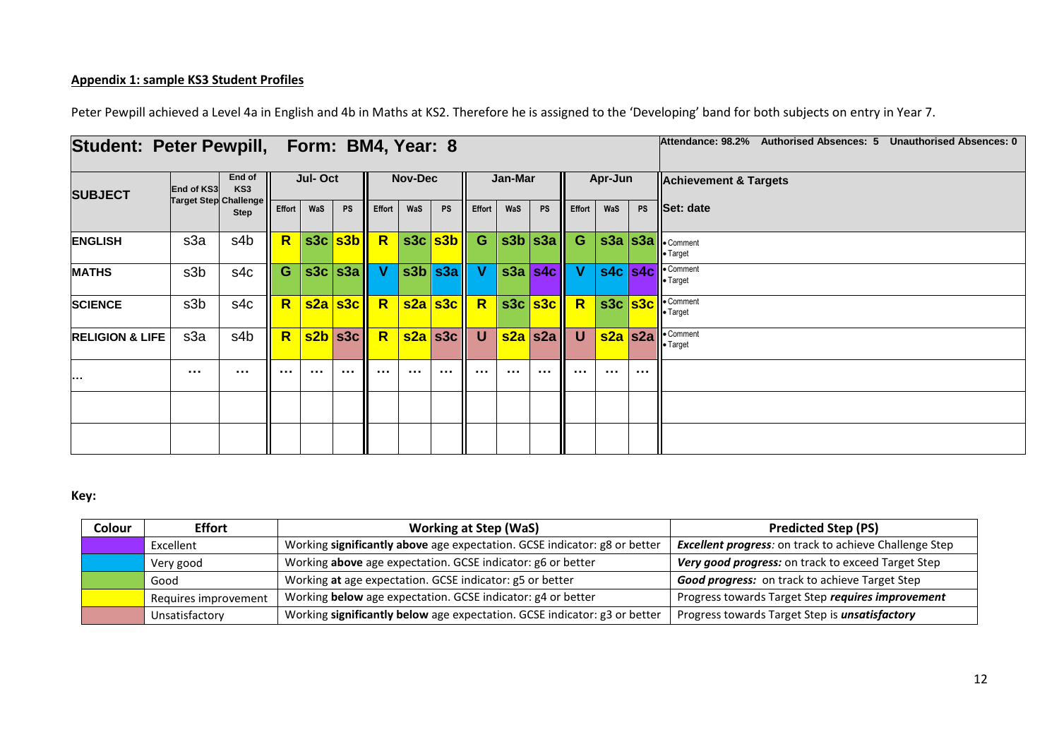**Appendix 1: sample KS3 Student Profiles**

Peter Pewpill achieved a Level 4a in English and 4b in Maths at KS2. Therefore he is assigned to the 'Developing' band for both subjects on entry in Year 7.

**Student: Peter Pewpill, Form: BM4, Year: 8** — Attendance: 98.2% Authorised Absences: 5 Unauthorised Absences: 0

| SUBJECT | End of KS3 Target Step | End of KS3 Challenge Step | Jul- Oct | | | Nov-Dec | | | Jan-Mar | | | Apr-Jun | | | Achievement & Targets |
|---|---|---|---|---|---|---|---|---|---|---|---|---|---|---|---|
| | | | Effort | WaS | PS | Effort | WaS | PS | Effort | WaS | PS | Effort | WaS | PS | Set: date |
| **ENGLISH** | s3a | s4b | R | s3c | s3b | R | s3c | s3b | G | s3b | s3a | G | s3a | s3a | • Comment<br>• Target |
| **MATHS** | s3b | s4c | G | s3c | s3a | V | s3b | s3a | V | s3a | s4c | V | s4c | s4c | • Comment<br>• Target |
| **SCIENCE** | s3b | s4c | R | s2a | s3c | R | s2a | s3c | R | s3c | s3c | R | s3c | s3c | • Comment<br>• Target |
| **RELIGION & LIFE** | s3a | s4b | R | s2b | s3c | R | s2a | s3c | U | s2a | s2a | U | s2a | s2a | • Comment<br>• Target |
| ... | ... | ... | ... | ... | ... | ... | ... | ... | ... | ... | ... | ... | ... | ... | |
| | | | | | | | | | | | | | | | |
| | | | | | | | | | | | | | | | |

**Key:**

| Colour | Effort | Working at Step (WaS) | Predicted Step (PS) |
|---|---|---|---|
| Purple | Excellent | Working **significantly above** age expectation. GCSE indicator: g8 or better | ***Excellent progress**:* on track to achieve Challenge Step |
| Blue | Very good | Working **above** age expectation. GCSE indicator: g6 or better | ***Very good progress:*** on track to exceed Target Step |
| Green | Good | Working **at** age expectation. GCSE indicator: g5 or better | ***Good progress:*** on track to achieve Target Step |
| Yellow | Requires improvement | Working **below** age expectation. GCSE indicator: g4 or better | Progress towards Target Step ***requires improvement*** |
| Pink | Unsatisfactory | Working **significantly below** age expectation. GCSE indicator: g3 or better | Progress towards Target Step is ***unsatisfactory*** |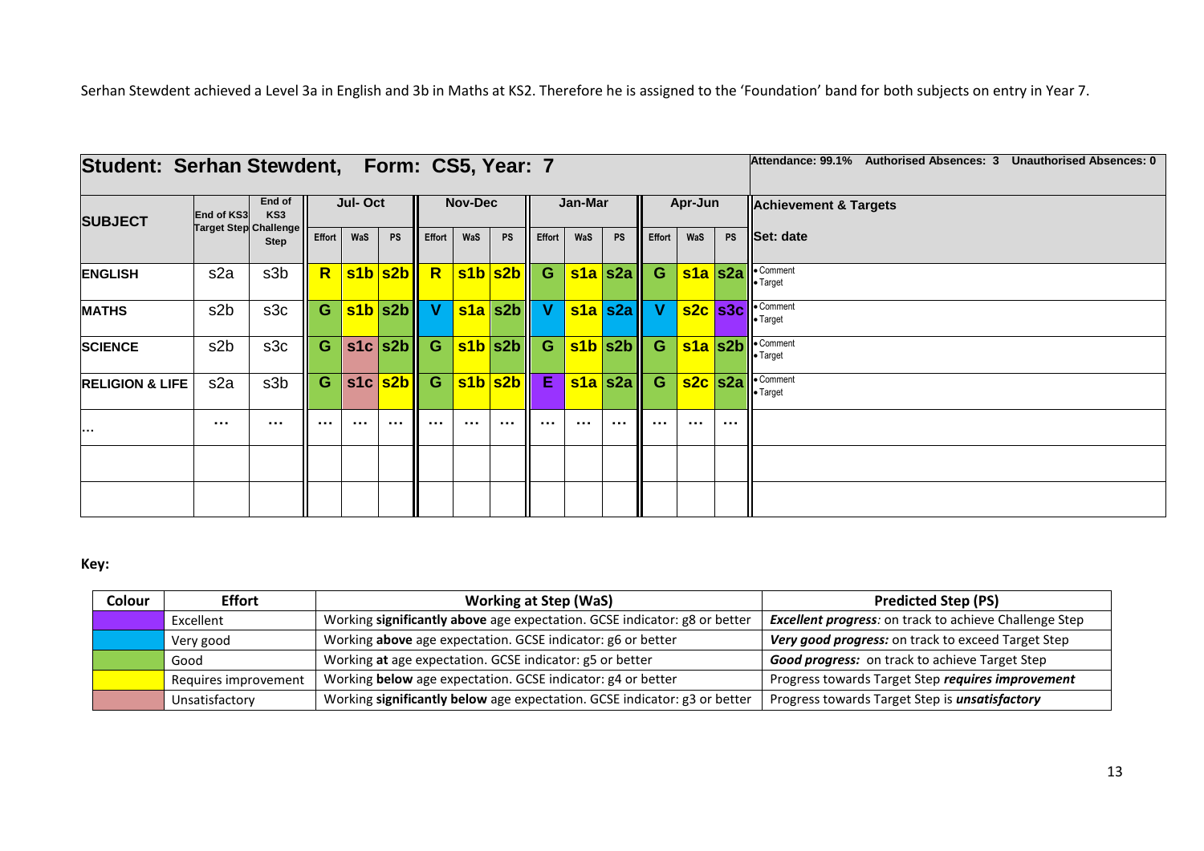Serhan Stewdent achieved a Level 3a in English and 3b in Maths at KS2. Therefore he is assigned to the 'Foundation' band for both subjects on entry in Year 7.

| **Student: Serhan Stewdent, Form: CS5, Year: 7** | | | | | | | | | | | | | | | | Attendance: 99.1% Authorised Absences: 3 Unauthorised Absences: 0 |
|---|---|---|---|---|---|---|---|---|---|---|---|---|---|---|---|---|
| **SUBJECT** | End of KS3 Target Step | End of KS3 Challenge Step | Jul- Oct | | | Nov-Dec | | | Jan-Mar | | | Apr-Jun | | | | **Achievement & Targets** |
| | | | Effort | WaS | PS | Effort | WaS | PS | Effort | WaS | PS | Effort | WaS | PS | | **Set: date** |
| **ENGLISH** | s2a | s3b | R | s1b | s2b | R | s1b | s2b | G | s1a | s2a | G | s1a | s2a | | • Comment<br>• Target |
| **MATHS** | s2b | s3c | G | s1b | s2b | V | s1a | s2b | V | s1a | s2a | V | s2c | s3c | | • Comment<br>• Target |
| **SCIENCE** | s2b | s3c | G | s1c | s2b | G | s1b | s2b | G | s1b | s2b | G | s1a | s2b | | • Comment<br>• Target |
| **RELIGION & LIFE** | s2a | s3b | G | s1c | s2b | G | s1b | s2b | E | s1a | s2a | G | s2c | s2a | | • Comment<br>• Target |
| ... | ... | ... | ... | ... | ... | ... | ... | ... | ... | ... | ... | ... | ... | ... | | |
| | | | | | | | | | | | | | | | | |
| | | | | | | | | | | | | | | | | |

**Key:**

| Colour | Effort | Working at Step (WaS) | Predicted Step (PS) |
|---|---|---|---|
| Purple | Excellent | Working **significantly above** age expectation. GCSE indicator: g8 or better | ***Excellent progress:*** on track to achieve Challenge Step |
| Blue | Very good | Working **above** age expectation. GCSE indicator: g6 or better | ***Very good progress:*** on track to exceed Target Step |
| Green | Good | Working **at** age expectation. GCSE indicator: g5 or better | ***Good progress:*** on track to achieve Target Step |
| Yellow | Requires improvement | Working **below** age expectation. GCSE indicator: g4 or better | Progress towards Target Step ***requires improvement*** |
| Pink | Unsatisfactory | Working **significantly below** age expectation. GCSE indicator: g3 or better | Progress towards Target Step is ***unsatisfactory*** |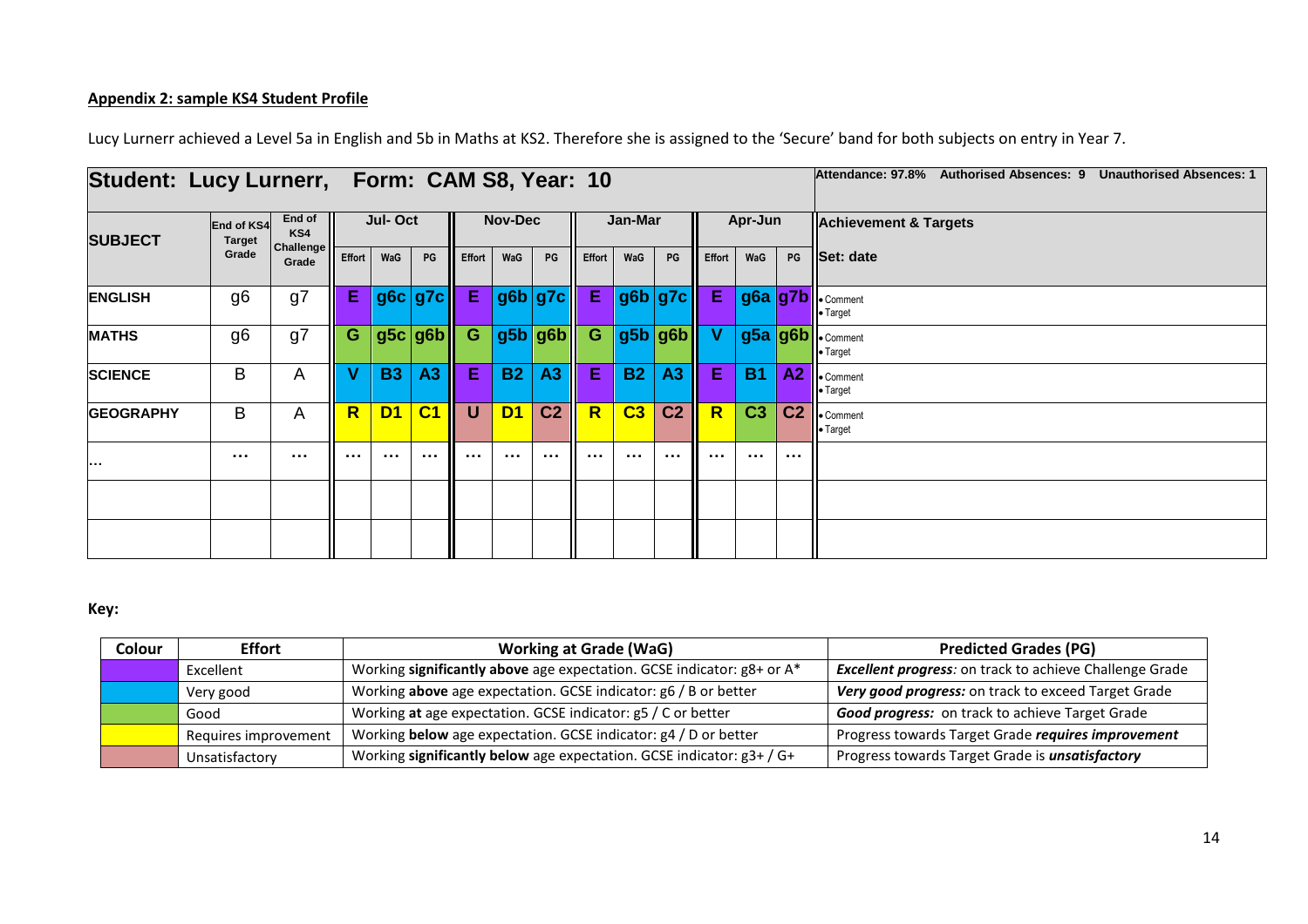**Appendix 2: sample KS4 Student Profile**

Lucy Lurnerr achieved a Level 5a in English and 5b in Maths at KS2. Therefore she is assigned to the 'Secure' band for both subjects on entry in Year 7.

| Student: Lucy Lurnerr, Form: CAM S8, Year: 10 | | | | | | | | | | | | | | | Attendance: 97.8% Authorised Absences: 9 Unauthorised Absences: 1 |
|---|---|---|---|---|---|---|---|---|---|---|---|---|---|---|---|
| SUBJECT | End of KS4 Target Grade | End of KS4 Challenge Grade | Jul- Oct | | | Nov-Dec | | | Jan-Mar | | | Apr-Jun | | | Achievement & Targets |
| | | | Effort | WaG | PG | Effort | WaG | PG | Effort | WaG | PG | Effort | WaG | PG | Set: date |
| ENGLISH | g6 | g7 | E | g6c | g7c | E | g6b | g7c | E | g6b | g7c | E | g6a | g7b | • Comment<br>• Target |
| MATHS | g6 | g7 | G | g5c | g6b | G | g5b | g6b | G | g5b | g6b | V | g5a | g6b | • Comment<br>• Target |
| SCIENCE | B | A | V | B3 | A3 | E | B2 | A3 | E | B2 | A3 | E | B1 | A2 | • Comment<br>• Target |
| GEOGRAPHY | B | A | R | D1 | C1 | U | D1 | C2 | R | C3 | C2 | R | C3 | C2 | • Comment<br>• Target |
| ... | ... | ... | ... | ... | ... | ... | ... | ... | ... | ... | ... | ... | ... | ... | |
| | | | | | | | | | | | | | | | |
| | | | | | | | | | | | | | | | |

**Key:**

| Colour | Effort | Working at Grade (WaG) | Predicted Grades (PG) |
|---|---|---|---|
| Purple | Excellent | Working **significantly above** age expectation. GCSE indicator: g8+ or A* | ***Excellent progress**: on track to achieve Challenge Grade* |
| Blue | Very good | Working **above** age expectation. GCSE indicator: g6 / B or better | ***Very good progress:*** on track to exceed Target Grade |
| Green | Good | Working **at** age expectation. GCSE indicator: g5 / C or better | ***Good progress:*** on track to achieve Target Grade |
| Yellow | Requires improvement | Working **below** age expectation. GCSE indicator: g4 / D or better | Progress towards Target Grade ***requires improvement*** |
| Pink | Unsatisfactory | Working **significantly below** age expectation. GCSE indicator: g3+ / G+ | Progress towards Target Grade is ***unsatisfactory*** |